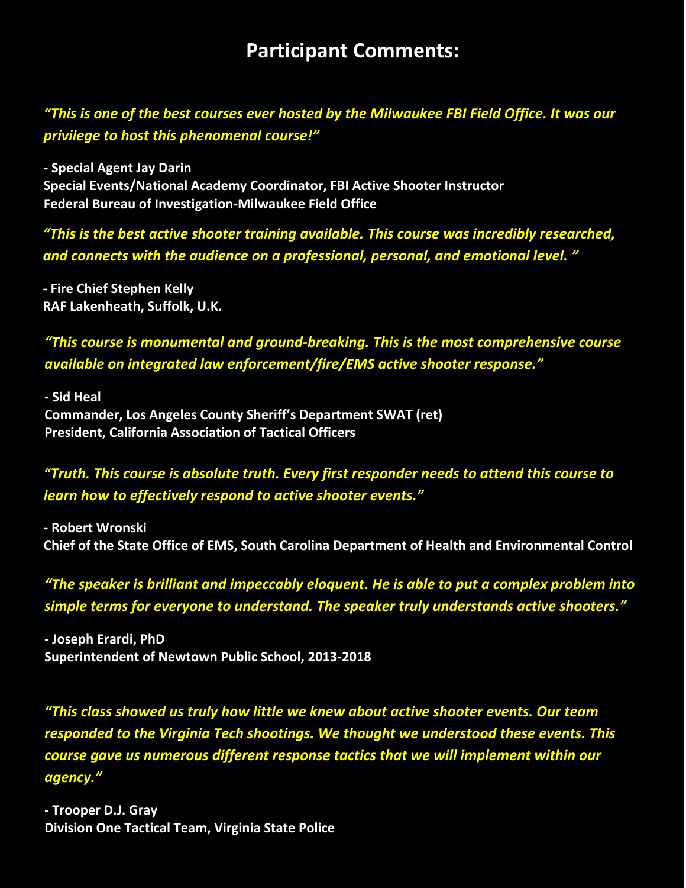# Participant Comments:

*"This is one of the best courses ever hosted by the Milwaukee FBI Field Office. It was our privilege to host this phenomenal course!"*

**- Special Agent Jay Darin**
**Special Events/National Academy Coordinator, FBI Active Shooter Instructor**
**Federal Bureau of Investigation-Milwaukee Field Office**

*"This is the best active shooter training available. This course was incredibly researched, and connects with the audience on a professional, personal, and emotional level. "*

**- Fire Chief Stephen Kelly**
**RAF Lakenheath, Suffolk, U.K.**

*"This course is monumental and ground-breaking. This is the most comprehensive course available on integrated law enforcement/fire/EMS active shooter response."*

**- Sid Heal**
**Commander, Los Angeles County Sheriff's Department SWAT (ret)**
**President, California Association of Tactical Officers**

*"Truth. This course is absolute truth. Every first responder needs to attend this course to learn how to effectively respond to active shooter events."*

**- Robert Wronski**
**Chief of the State Office of EMS, South Carolina Department of Health and Environmental Control**

*"The speaker is brilliant and impeccably eloquent. He is able to put a complex problem into simple terms for everyone to understand. The speaker truly understands active shooters."*

**- Joseph Erardi, PhD**
**Superintendent of Newtown Public School, 2013-2018**

*"This class showed us truly how little we knew about active shooter events. Our team responded to the Virginia Tech shootings. We thought we understood these events. This course gave us numerous different response tactics that we will implement within our agency."*

**- Trooper D.J. Gray**
**Division One Tactical Team, Virginia State Police**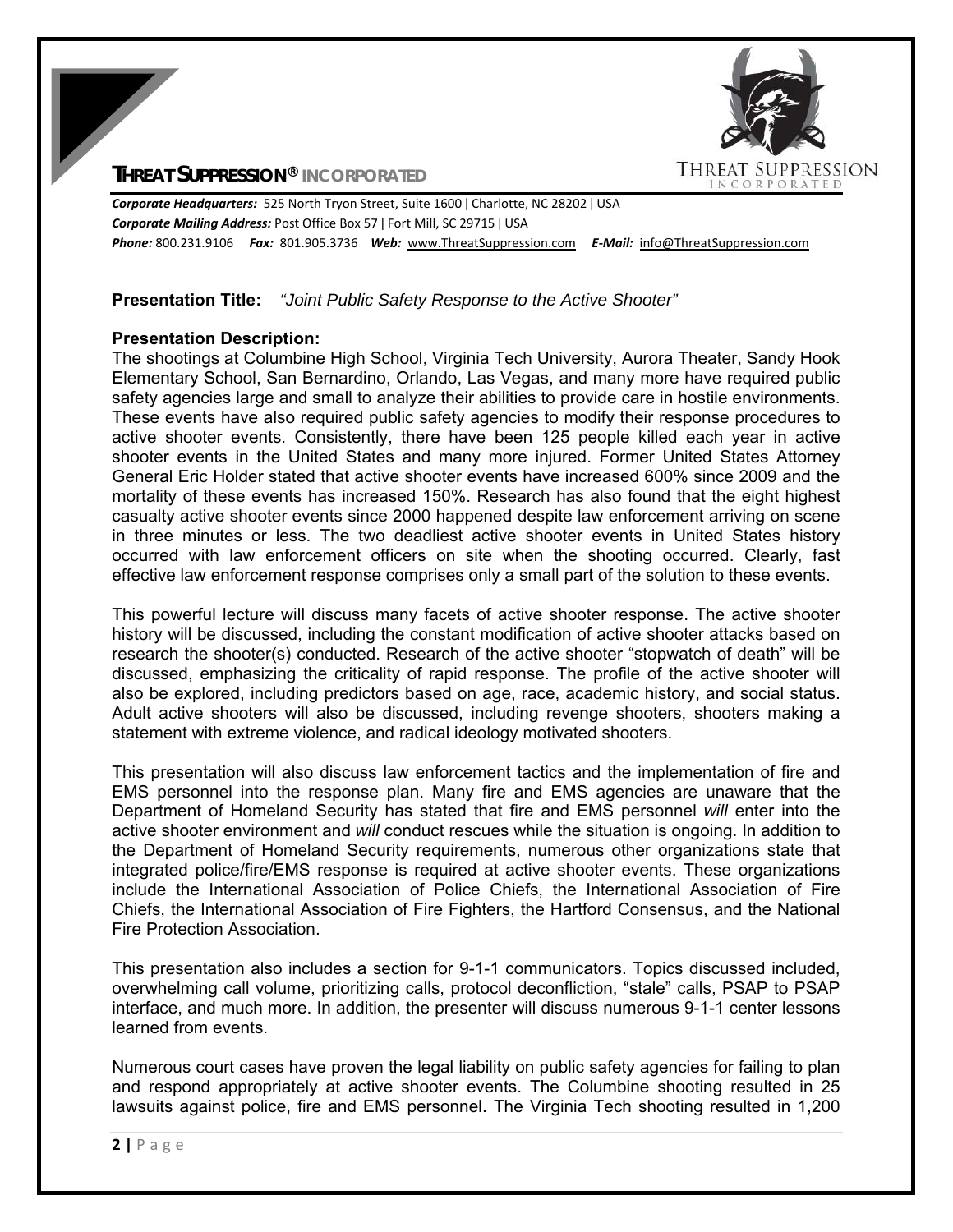**THREAT SUPPRESSION® INCORPORATED**

***Corporate Headquarters:*** 525 North Tryon Street, Suite 1600 | Charlotte, NC 28202 | USA
***Corporate Mailing Address:*** Post Office Box 57 | Fort Mill, SC 29715 | USA
***Phone:*** 800.231.9106 ***Fax:*** 801.905.3736 ***Web:*** www.ThreatSuppression.com ***E-Mail:*** info@ThreatSuppression.com

**Presentation Title:** *"Joint Public Safety Response to the Active Shooter"*

**Presentation Description:**

The shootings at Columbine High School, Virginia Tech University, Aurora Theater, Sandy Hook Elementary School, San Bernardino, Orlando, Las Vegas, and many more have required public safety agencies large and small to analyze their abilities to provide care in hostile environments. These events have also required public safety agencies to modify their response procedures to active shooter events. Consistently, there have been 125 people killed each year in active shooter events in the United States and many more injured. Former United States Attorney General Eric Holder stated that active shooter events have increased 600% since 2009 and the mortality of these events has increased 150%. Research has also found that the eight highest casualty active shooter events since 2000 happened despite law enforcement arriving on scene in three minutes or less. The two deadliest active shooter events in United States history occurred with law enforcement officers on site when the shooting occurred. Clearly, fast effective law enforcement response comprises only a small part of the solution to these events.

This powerful lecture will discuss many facets of active shooter response. The active shooter history will be discussed, including the constant modification of active shooter attacks based on research the shooter(s) conducted. Research of the active shooter "stopwatch of death" will be discussed, emphasizing the criticality of rapid response. The profile of the active shooter will also be explored, including predictors based on age, race, academic history, and social status. Adult active shooters will also be discussed, including revenge shooters, shooters making a statement with extreme violence, and radical ideology motivated shooters.

This presentation will also discuss law enforcement tactics and the implementation of fire and EMS personnel into the response plan. Many fire and EMS agencies are unaware that the Department of Homeland Security has stated that fire and EMS personnel *will* enter into the active shooter environment and *will* conduct rescues while the situation is ongoing. In addition to the Department of Homeland Security requirements, numerous other organizations state that integrated police/fire/EMS response is required at active shooter events. These organizations include the International Association of Police Chiefs, the International Association of Fire Chiefs, the International Association of Fire Fighters, the Hartford Consensus, and the National Fire Protection Association.

This presentation also includes a section for 9-1-1 communicators. Topics discussed included, overwhelming call volume, prioritizing calls, protocol deconfliction, "stale" calls, PSAP to PSAP interface, and much more. In addition, the presenter will discuss numerous 9-1-1 center lessons learned from events.

Numerous court cases have proven the legal liability on public safety agencies for failing to plan and respond appropriately at active shooter events. The Columbine shooting resulted in 25 lawsuits against police, fire and EMS personnel. The Virginia Tech shooting resulted in 1,200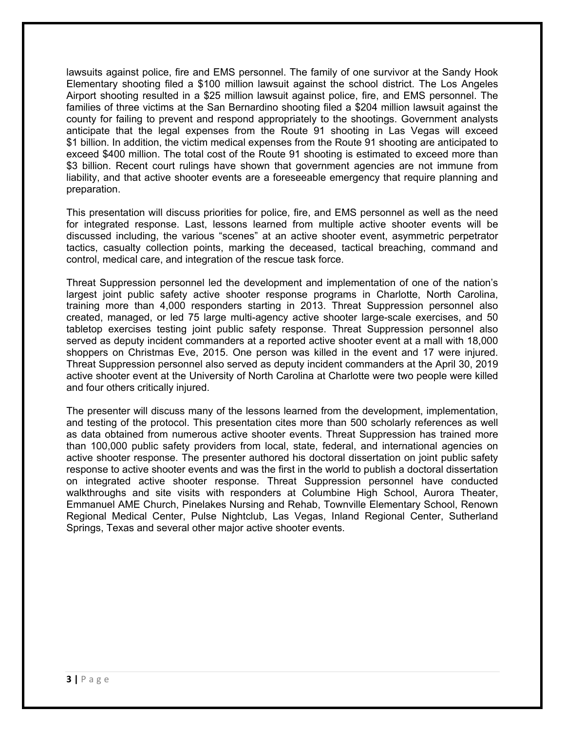lawsuits against police, fire and EMS personnel. The family of one survivor at the Sandy Hook Elementary shooting filed a $100 million lawsuit against the school district. The Los Angeles Airport shooting resulted in a $25 million lawsuit against police, fire, and EMS personnel. The families of three victims at the San Bernardino shooting filed a $204 million lawsuit against the county for failing to prevent and respond appropriately to the shootings. Government analysts anticipate that the legal expenses from the Route 91 shooting in Las Vegas will exceed $1 billion. In addition, the victim medical expenses from the Route 91 shooting are anticipated to exceed $400 million. The total cost of the Route 91 shooting is estimated to exceed more than $3 billion. Recent court rulings have shown that government agencies are not immune from liability, and that active shooter events are a foreseeable emergency that require planning and preparation.

This presentation will discuss priorities for police, fire, and EMS personnel as well as the need for integrated response. Last, lessons learned from multiple active shooter events will be discussed including, the various "scenes" at an active shooter event, asymmetric perpetrator tactics, casualty collection points, marking the deceased, tactical breaching, command and control, medical care, and integration of the rescue task force.

Threat Suppression personnel led the development and implementation of one of the nation's largest joint public safety active shooter response programs in Charlotte, North Carolina, training more than 4,000 responders starting in 2013. Threat Suppression personnel also created, managed, or led 75 large multi-agency active shooter large-scale exercises, and 50 tabletop exercises testing joint public safety response. Threat Suppression personnel also served as deputy incident commanders at a reported active shooter event at a mall with 18,000 shoppers on Christmas Eve, 2015. One person was killed in the event and 17 were injured. Threat Suppression personnel also served as deputy incident commanders at the April 30, 2019 active shooter event at the University of North Carolina at Charlotte were two people were killed and four others critically injured.

The presenter will discuss many of the lessons learned from the development, implementation, and testing of the protocol. This presentation cites more than 500 scholarly references as well as data obtained from numerous active shooter events. Threat Suppression has trained more than 100,000 public safety providers from local, state, federal, and international agencies on active shooter response. The presenter authored his doctoral dissertation on joint public safety response to active shooter events and was the first in the world to publish a doctoral dissertation on integrated active shooter response. Threat Suppression personnel have conducted walkthroughs and site visits with responders at Columbine High School, Aurora Theater, Emmanuel AME Church, Pinelakes Nursing and Rehab, Townville Elementary School, Renown Regional Medical Center, Pulse Nightclub, Las Vegas, Inland Regional Center, Sutherland Springs, Texas and several other major active shooter events.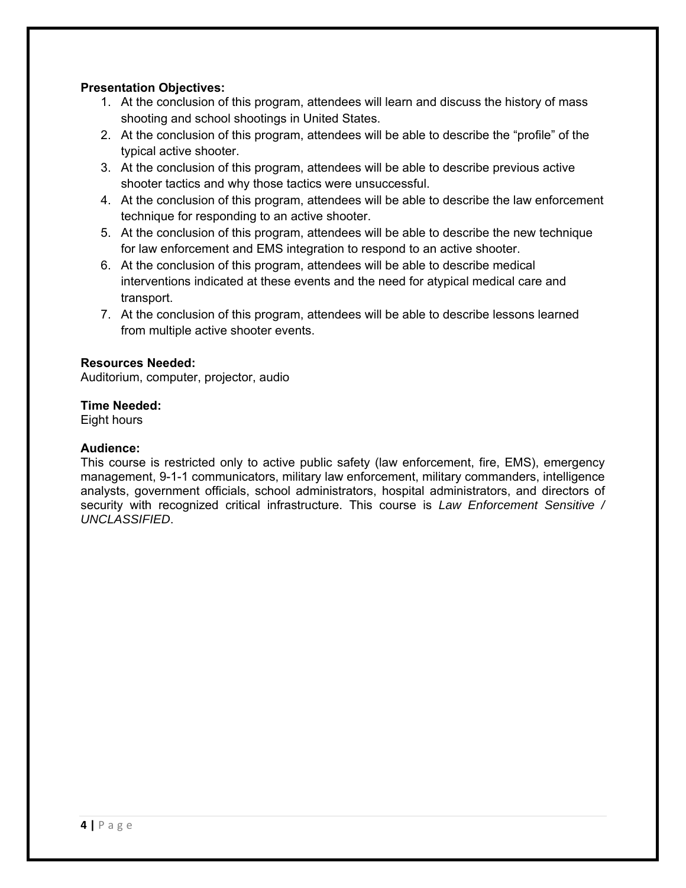**Presentation Objectives:**

1. At the conclusion of this program, attendees will learn and discuss the history of mass shooting and school shootings in United States.
2. At the conclusion of this program, attendees will be able to describe the "profile" of the typical active shooter.
3. At the conclusion of this program, attendees will be able to describe previous active shooter tactics and why those tactics were unsuccessful.
4. At the conclusion of this program, attendees will be able to describe the law enforcement technique for responding to an active shooter.
5. At the conclusion of this program, attendees will be able to describe the new technique for law enforcement and EMS integration to respond to an active shooter.
6. At the conclusion of this program, attendees will be able to describe medical interventions indicated at these events and the need for atypical medical care and transport.
7. At the conclusion of this program, attendees will be able to describe lessons learned from multiple active shooter events.

**Resources Needed:**
Auditorium, computer, projector, audio

**Time Needed:**
Eight hours

**Audience:**
This course is restricted only to active public safety (law enforcement, fire, EMS), emergency management, 9-1-1 communicators, military law enforcement, military commanders, intelligence analysts, government officials, school administrators, hospital administrators, and directors of security with recognized critical infrastructure. This course is *Law Enforcement Sensitive / UNCLASSIFIED*.